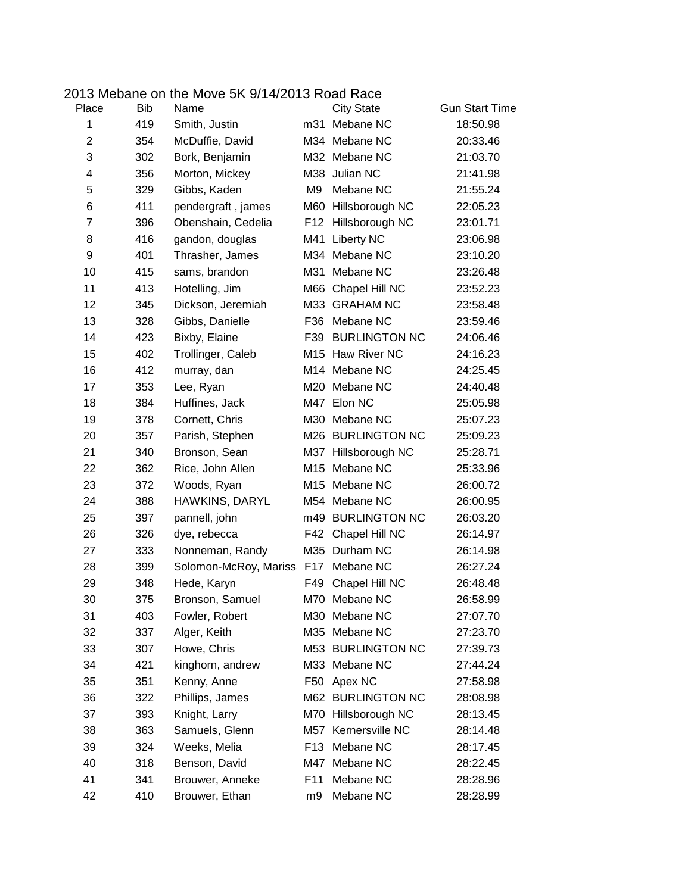# 2013 Mebane on the Move 5K 9/14/2013 Road Race

| Place | Bib | Name | | City State | Gun Start Time |
|---|---|---|---|---|---|
| 1 | 419 | Smith, Justin | m31 | Mebane NC | 18:50.98 |
| 2 | 354 | McDuffie, David | M34 | Mebane NC | 20:33.46 |
| 3 | 302 | Bork, Benjamin | M32 | Mebane NC | 21:03.70 |
| 4 | 356 | Morton, Mickey | M38 | Julian NC | 21:41.98 |
| 5 | 329 | Gibbs, Kaden | M9 | Mebane NC | 21:55.24 |
| 6 | 411 | pendergraft , james | M60 | Hillsborough NC | 22:05.23 |
| 7 | 396 | Obenshain, Cedelia | F12 | Hillsborough NC | 23:01.71 |
| 8 | 416 | gandon, douglas | M41 | Liberty NC | 23:06.98 |
| 9 | 401 | Thrasher, James | M34 | Mebane NC | 23:10.20 |
| 10 | 415 | sams, brandon | M31 | Mebane NC | 23:26.48 |
| 11 | 413 | Hotelling, Jim | M66 | Chapel Hill NC | 23:52.23 |
| 12 | 345 | Dickson, Jeremiah | M33 | GRAHAM NC | 23:58.48 |
| 13 | 328 | Gibbs, Danielle | F36 | Mebane NC | 23:59.46 |
| 14 | 423 | Bixby, Elaine | F39 | BURLINGTON NC | 24:06.46 |
| 15 | 402 | Trollinger, Caleb | M15 | Haw River NC | 24:16.23 |
| 16 | 412 | murray, dan | M14 | Mebane NC | 24:25.45 |
| 17 | 353 | Lee, Ryan | M20 | Mebane NC | 24:40.48 |
| 18 | 384 | Huffines, Jack | M47 | Elon NC | 25:05.98 |
| 19 | 378 | Cornett, Chris | M30 | Mebane NC | 25:07.23 |
| 20 | 357 | Parish, Stephen | M26 | BURLINGTON NC | 25:09.23 |
| 21 | 340 | Bronson, Sean | M37 | Hillsborough NC | 25:28.71 |
| 22 | 362 | Rice, John Allen | M15 | Mebane NC | 25:33.96 |
| 23 | 372 | Woods, Ryan | M15 | Mebane NC | 26:00.72 |
| 24 | 388 | HAWKINS, DARYL | M54 | Mebane NC | 26:00.95 |
| 25 | 397 | pannell, john | m49 | BURLINGTON NC | 26:03.20 |
| 26 | 326 | dye, rebecca | F42 | Chapel Hill NC | 26:14.97 |
| 27 | 333 | Nonneman, Randy | M35 | Durham NC | 26:14.98 |
| 28 | 399 | Solomon-McRoy, Mariss | F17 | Mebane NC | 26:27.24 |
| 29 | 348 | Hede, Karyn | F49 | Chapel Hill NC | 26:48.48 |
| 30 | 375 | Bronson, Samuel | M70 | Mebane NC | 26:58.99 |
| 31 | 403 | Fowler, Robert | M30 | Mebane NC | 27:07.70 |
| 32 | 337 | Alger, Keith | M35 | Mebane NC | 27:23.70 |
| 33 | 307 | Howe, Chris | M53 | BURLINGTON NC | 27:39.73 |
| 34 | 421 | kinghorn, andrew | M33 | Mebane NC | 27:44.24 |
| 35 | 351 | Kenny, Anne | F50 | Apex NC | 27:58.98 |
| 36 | 322 | Phillips, James | M62 | BURLINGTON NC | 28:08.98 |
| 37 | 393 | Knight, Larry | M70 | Hillsborough NC | 28:13.45 |
| 38 | 363 | Samuels, Glenn | M57 | Kernersville NC | 28:14.48 |
| 39 | 324 | Weeks, Melia | F13 | Mebane NC | 28:17.45 |
| 40 | 318 | Benson, David | M47 | Mebane NC | 28:22.45 |
| 41 | 341 | Brouwer, Anneke | F11 | Mebane NC | 28:28.96 |
| 42 | 410 | Brouwer, Ethan | m9 | Mebane NC | 28:28.99 |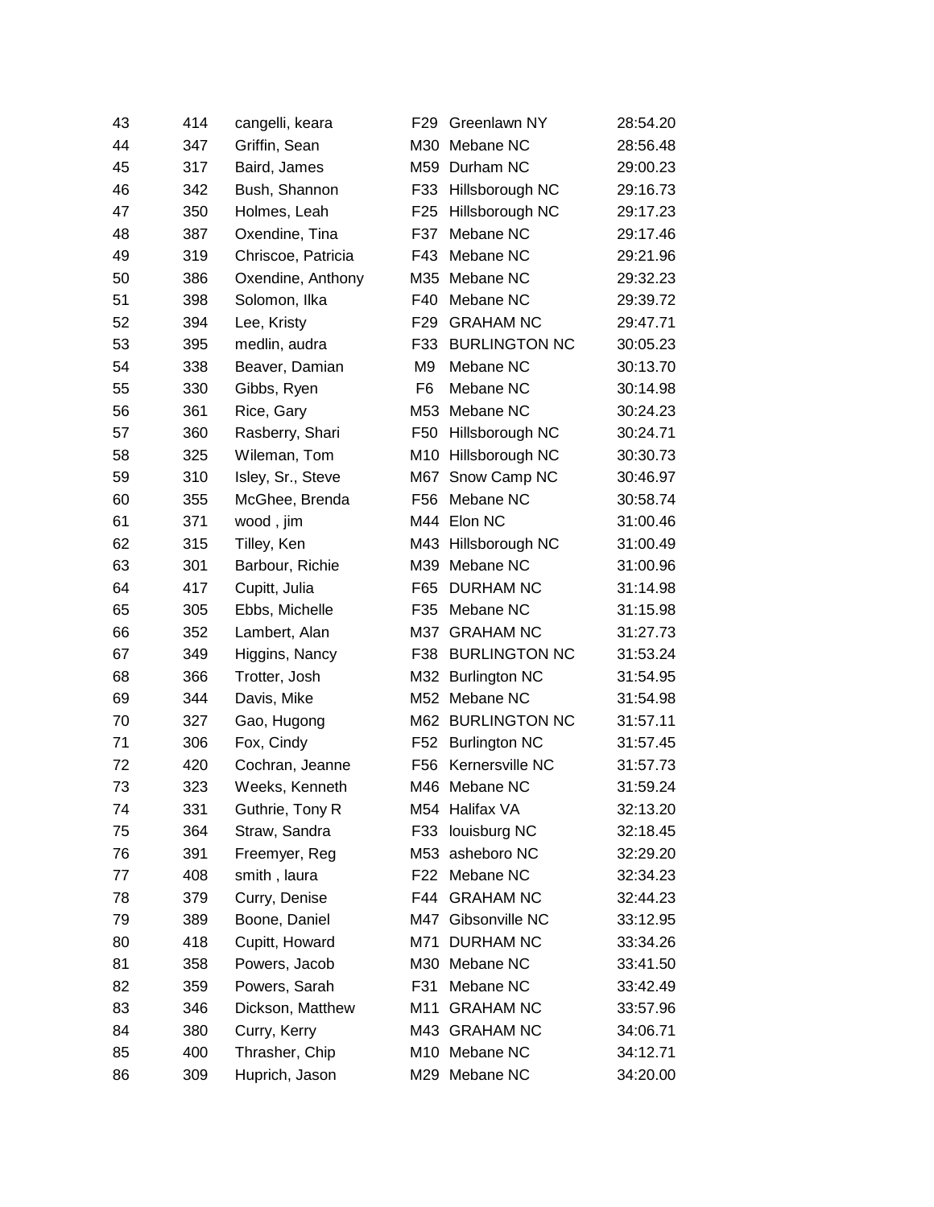| | | | | | |
|---|---|---|---|---|---|
| 43 | 414 | cangelli, keara | F29 | Greenlawn NY | 28:54.20 |
| 44 | 347 | Griffin, Sean | M30 | Mebane NC | 28:56.48 |
| 45 | 317 | Baird, James | M59 | Durham NC | 29:00.23 |
| 46 | 342 | Bush, Shannon | F33 | Hillsborough NC | 29:16.73 |
| 47 | 350 | Holmes, Leah | F25 | Hillsborough NC | 29:17.23 |
| 48 | 387 | Oxendine, Tina | F37 | Mebane NC | 29:17.46 |
| 49 | 319 | Chriscoe, Patricia | F43 | Mebane NC | 29:21.96 |
| 50 | 386 | Oxendine, Anthony | M35 | Mebane NC | 29:32.23 |
| 51 | 398 | Solomon, Ilka | F40 | Mebane NC | 29:39.72 |
| 52 | 394 | Lee, Kristy | F29 | GRAHAM NC | 29:47.71 |
| 53 | 395 | medlin, audra | F33 | BURLINGTON NC | 30:05.23 |
| 54 | 338 | Beaver, Damian | M9 | Mebane NC | 30:13.70 |
| 55 | 330 | Gibbs, Ryen | F6 | Mebane NC | 30:14.98 |
| 56 | 361 | Rice, Gary | M53 | Mebane NC | 30:24.23 |
| 57 | 360 | Rasberry, Shari | F50 | Hillsborough NC | 30:24.71 |
| 58 | 325 | Wileman, Tom | M10 | Hillsborough NC | 30:30.73 |
| 59 | 310 | Isley, Sr., Steve | M67 | Snow Camp NC | 30:46.97 |
| 60 | 355 | McGhee, Brenda | F56 | Mebane NC | 30:58.74 |
| 61 | 371 | wood , jim | M44 | Elon NC | 31:00.46 |
| 62 | 315 | Tilley, Ken | M43 | Hillsborough NC | 31:00.49 |
| 63 | 301 | Barbour, Richie | M39 | Mebane NC | 31:00.96 |
| 64 | 417 | Cupitt, Julia | F65 | DURHAM NC | 31:14.98 |
| 65 | 305 | Ebbs, Michelle | F35 | Mebane NC | 31:15.98 |
| 66 | 352 | Lambert, Alan | M37 | GRAHAM NC | 31:27.73 |
| 67 | 349 | Higgins, Nancy | F38 | BURLINGTON NC | 31:53.24 |
| 68 | 366 | Trotter, Josh | M32 | Burlington NC | 31:54.95 |
| 69 | 344 | Davis, Mike | M52 | Mebane NC | 31:54.98 |
| 70 | 327 | Gao, Hugong | M62 | BURLINGTON NC | 31:57.11 |
| 71 | 306 | Fox, Cindy | F52 | Burlington NC | 31:57.45 |
| 72 | 420 | Cochran, Jeanne | F56 | Kernersville NC | 31:57.73 |
| 73 | 323 | Weeks, Kenneth | M46 | Mebane NC | 31:59.24 |
| 74 | 331 | Guthrie, Tony R | M54 | Halifax VA | 32:13.20 |
| 75 | 364 | Straw, Sandra | F33 | louisburg NC | 32:18.45 |
| 76 | 391 | Freemyer, Reg | M53 | asheboro NC | 32:29.20 |
| 77 | 408 | smith , laura | F22 | Mebane NC | 32:34.23 |
| 78 | 379 | Curry, Denise | F44 | GRAHAM NC | 32:44.23 |
| 79 | 389 | Boone, Daniel | M47 | Gibsonville NC | 33:12.95 |
| 80 | 418 | Cupitt, Howard | M71 | DURHAM NC | 33:34.26 |
| 81 | 358 | Powers, Jacob | M30 | Mebane NC | 33:41.50 |
| 82 | 359 | Powers, Sarah | F31 | Mebane NC | 33:42.49 |
| 83 | 346 | Dickson, Matthew | M11 | GRAHAM NC | 33:57.96 |
| 84 | 380 | Curry, Kerry | M43 | GRAHAM NC | 34:06.71 |
| 85 | 400 | Thrasher, Chip | M10 | Mebane NC | 34:12.71 |
| 86 | 309 | Huprich, Jason | M29 | Mebane NC | 34:20.00 |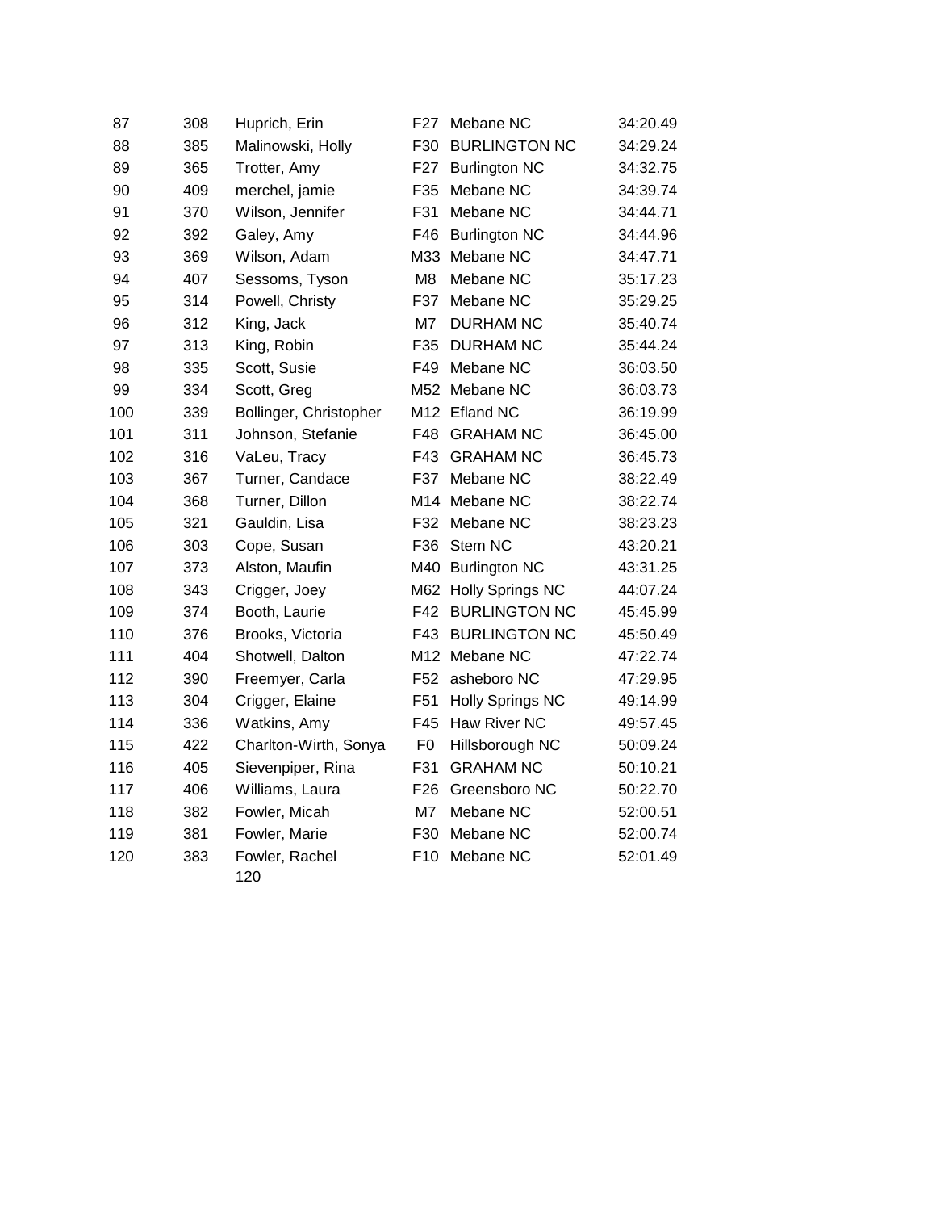| | | | | | |
|---|---|---|---|---|---|
| 87 | 308 | Huprich, Erin | F27 | Mebane NC | 34:20.49 |
| 88 | 385 | Malinowski, Holly | F30 | BURLINGTON NC | 34:29.24 |
| 89 | 365 | Trotter, Amy | F27 | Burlington NC | 34:32.75 |
| 90 | 409 | merchel, jamie | F35 | Mebane NC | 34:39.74 |
| 91 | 370 | Wilson, Jennifer | F31 | Mebane NC | 34:44.71 |
| 92 | 392 | Galey, Amy | F46 | Burlington NC | 34:44.96 |
| 93 | 369 | Wilson, Adam | M33 | Mebane NC | 34:47.71 |
| 94 | 407 | Sessoms, Tyson | M8 | Mebane NC | 35:17.23 |
| 95 | 314 | Powell, Christy | F37 | Mebane NC | 35:29.25 |
| 96 | 312 | King, Jack | M7 | DURHAM NC | 35:40.74 |
| 97 | 313 | King, Robin | F35 | DURHAM NC | 35:44.24 |
| 98 | 335 | Scott, Susie | F49 | Mebane NC | 36:03.50 |
| 99 | 334 | Scott, Greg | M52 | Mebane NC | 36:03.73 |
| 100 | 339 | Bollinger, Christopher | M12 | Efland NC | 36:19.99 |
| 101 | 311 | Johnson, Stefanie | F48 | GRAHAM NC | 36:45.00 |
| 102 | 316 | VaLeu, Tracy | F43 | GRAHAM NC | 36:45.73 |
| 103 | 367 | Turner, Candace | F37 | Mebane NC | 38:22.49 |
| 104 | 368 | Turner, Dillon | M14 | Mebane NC | 38:22.74 |
| 105 | 321 | Gauldin, Lisa | F32 | Mebane NC | 38:23.23 |
| 106 | 303 | Cope, Susan | F36 | Stem NC | 43:20.21 |
| 107 | 373 | Alston, Maufin | M40 | Burlington NC | 43:31.25 |
| 108 | 343 | Crigger, Joey | M62 | Holly Springs NC | 44:07.24 |
| 109 | 374 | Booth, Laurie | F42 | BURLINGTON NC | 45:45.99 |
| 110 | 376 | Brooks, Victoria | F43 | BURLINGTON NC | 45:50.49 |
| 111 | 404 | Shotwell, Dalton | M12 | Mebane NC | 47:22.74 |
| 112 | 390 | Freemyer, Carla | F52 | asheboro NC | 47:29.95 |
| 113 | 304 | Crigger, Elaine | F51 | Holly Springs NC | 49:14.99 |
| 114 | 336 | Watkins, Amy | F45 | Haw River NC | 49:57.45 |
| 115 | 422 | Charlton-Wirth, Sonya | F0 | Hillsborough NC | 50:09.24 |
| 116 | 405 | Sievenpiper, Rina | F31 | GRAHAM NC | 50:10.21 |
| 117 | 406 | Williams, Laura | F26 | Greensboro NC | 50:22.70 |
| 118 | 382 | Fowler, Micah | M7 | Mebane NC | 52:00.51 |
| 119 | 381 | Fowler, Marie | F30 | Mebane NC | 52:00.74 |
| 120 | 383 | Fowler, Rachel | F10 | Mebane NC | 52:01.49 |
| | | 120 | | | |